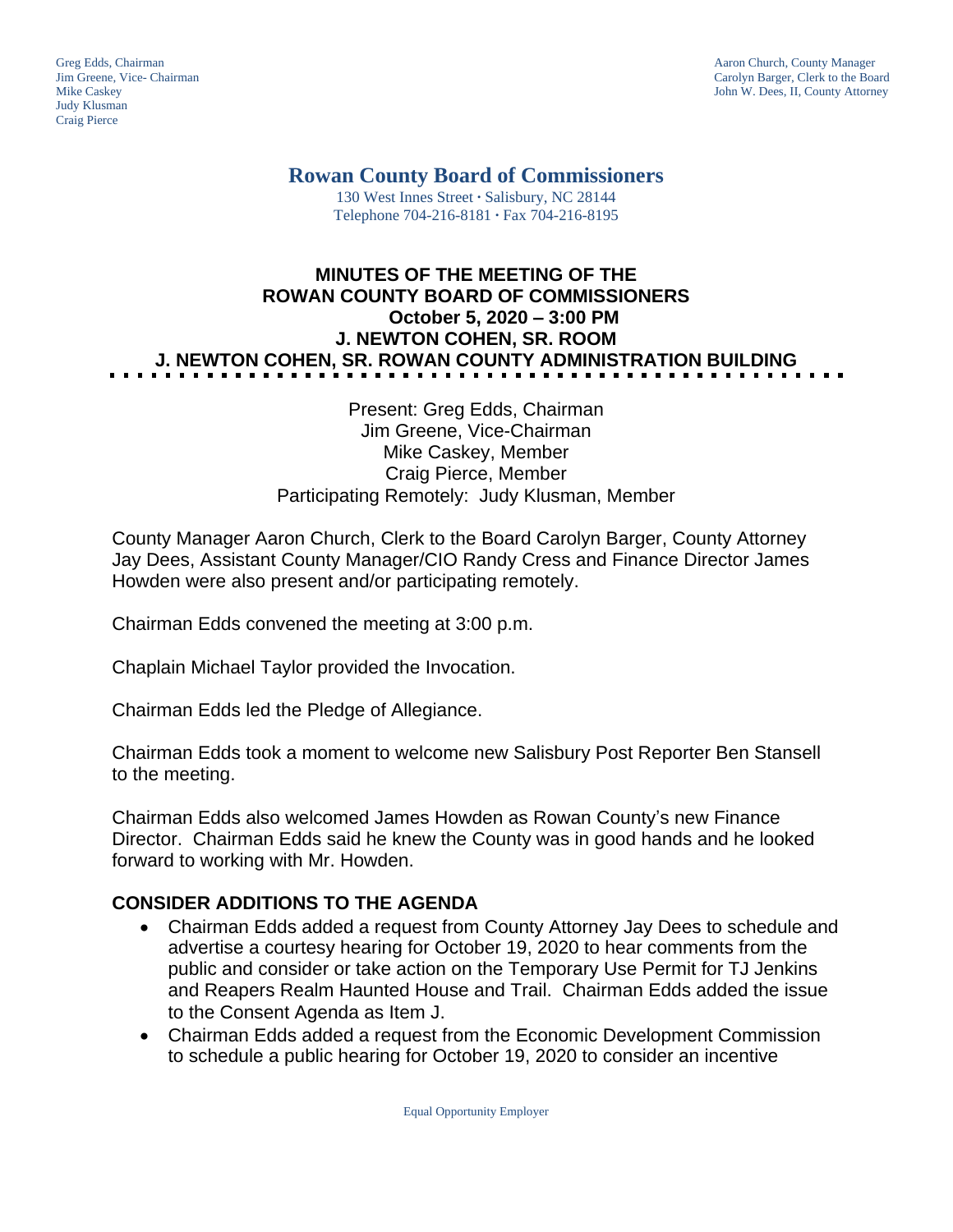Greg Edds, Chairman
Jim Greene, Vice- Chairman
Mike Caskey
Judy Klusman
Craig Pierce

Aaron Church, County Manager
Carolyn Barger, Clerk to the Board
John W. Dees, II, County Attorney

# Rowan County Board of Commissioners

130 West Innes Street · Salisbury, NC 28144
Telephone 704-216-8181 · Fax 704-216-8195

## MINUTES OF THE MEETING OF THE ROWAN COUNTY BOARD OF COMMISSIONERS
## October 5, 2020 – 3:00 PM
## J. NEWTON COHEN, SR. ROOM
## J. NEWTON COHEN, SR. ROWAN COUNTY ADMINISTRATION BUILDING

Present: Greg Edds, Chairman
Jim Greene, Vice-Chairman
Mike Caskey, Member
Craig Pierce, Member
Participating Remotely: Judy Klusman, Member

County Manager Aaron Church, Clerk to the Board Carolyn Barger, County Attorney Jay Dees, Assistant County Manager/CIO Randy Cress and Finance Director James Howden were also present and/or participating remotely.

Chairman Edds convened the meeting at 3:00 p.m.

Chaplain Michael Taylor provided the Invocation.

Chairman Edds led the Pledge of Allegiance.

Chairman Edds took a moment to welcome new Salisbury Post Reporter Ben Stansell to the meeting.

Chairman Edds also welcomed James Howden as Rowan County's new Finance Director. Chairman Edds said he knew the County was in good hands and he looked forward to working with Mr. Howden.

### CONSIDER ADDITIONS TO THE AGENDA

- Chairman Edds added a request from County Attorney Jay Dees to schedule and advertise a courtesy hearing for October 19, 2020 to hear comments from the public and consider or take action on the Temporary Use Permit for TJ Jenkins and Reapers Realm Haunted House and Trail. Chairman Edds added the issue to the Consent Agenda as Item J.
- Chairman Edds added a request from the Economic Development Commission to schedule a public hearing for October 19, 2020 to consider an incentive

Equal Opportunity Employer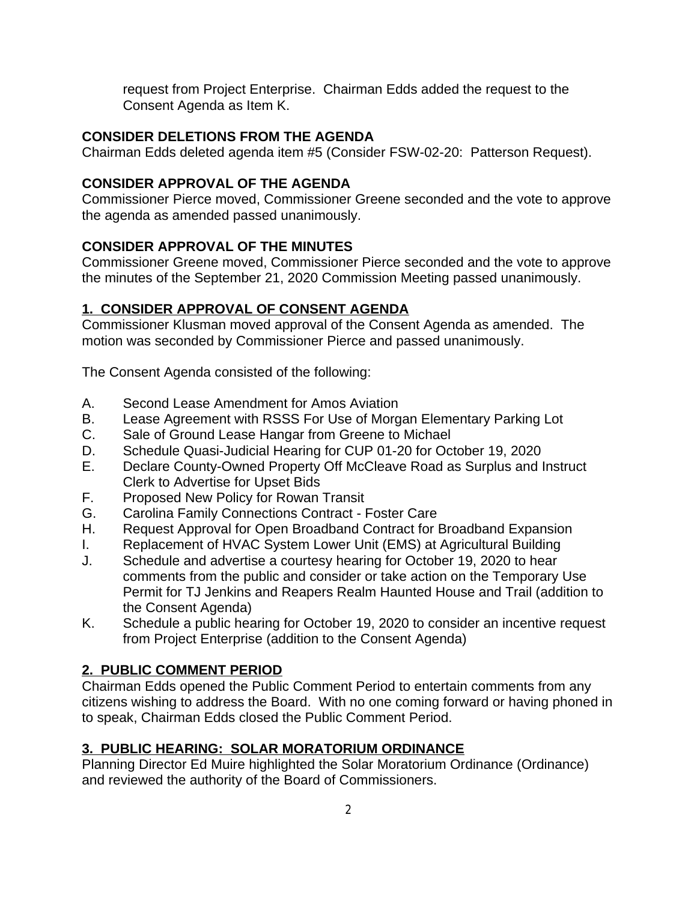request from Project Enterprise. Chairman Edds added the request to the Consent Agenda as Item K.

**CONSIDER DELETIONS FROM THE AGENDA**

Chairman Edds deleted agenda item #5 (Consider FSW-02-20: Patterson Request).

**CONSIDER APPROVAL OF THE AGENDA**

Commissioner Pierce moved, Commissioner Greene seconded and the vote to approve the agenda as amended passed unanimously.

**CONSIDER APPROVAL OF THE MINUTES**

Commissioner Greene moved, Commissioner Pierce seconded and the vote to approve the minutes of the September 21, 2020 Commission Meeting passed unanimously.

## 1. CONSIDER APPROVAL OF CONSENT AGENDA

Commissioner Klusman moved approval of the Consent Agenda as amended. The motion was seconded by Commissioner Pierce and passed unanimously.

The Consent Agenda consisted of the following:

A. Second Lease Amendment for Amos Aviation
B. Lease Agreement with RSSS For Use of Morgan Elementary Parking Lot
C. Sale of Ground Lease Hangar from Greene to Michael
D. Schedule Quasi-Judicial Hearing for CUP 01-20 for October 19, 2020
E. Declare County-Owned Property Off McCleave Road as Surplus and Instruct Clerk to Advertise for Upset Bids
F. Proposed New Policy for Rowan Transit
G. Carolina Family Connections Contract - Foster Care
H. Request Approval for Open Broadband Contract for Broadband Expansion
I. Replacement of HVAC System Lower Unit (EMS) at Agricultural Building
J. Schedule and advertise a courtesy hearing for October 19, 2020 to hear comments from the public and consider or take action on the Temporary Use Permit for TJ Jenkins and Reapers Realm Haunted House and Trail (addition to the Consent Agenda)
K. Schedule a public hearing for October 19, 2020 to consider an incentive request from Project Enterprise (addition to the Consent Agenda)

## 2. PUBLIC COMMENT PERIOD

Chairman Edds opened the Public Comment Period to entertain comments from any citizens wishing to address the Board. With no one coming forward or having phoned in to speak, Chairman Edds closed the Public Comment Period.

## 3. PUBLIC HEARING: SOLAR MORATORIUM ORDINANCE

Planning Director Ed Muire highlighted the Solar Moratorium Ordinance (Ordinance) and reviewed the authority of the Board of Commissioners.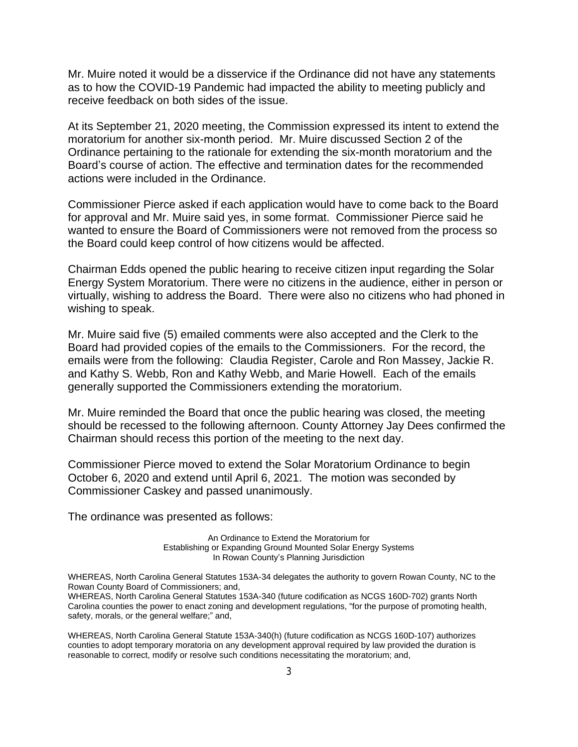Mr. Muire noted it would be a disservice if the Ordinance did not have any statements as to how the COVID-19 Pandemic had impacted the ability to meeting publicly and receive feedback on both sides of the issue.

At its September 21, 2020 meeting, the Commission expressed its intent to extend the moratorium for another six-month period. Mr. Muire discussed Section 2 of the Ordinance pertaining to the rationale for extending the six-month moratorium and the Board's course of action. The effective and termination dates for the recommended actions were included in the Ordinance.

Commissioner Pierce asked if each application would have to come back to the Board for approval and Mr. Muire said yes, in some format. Commissioner Pierce said he wanted to ensure the Board of Commissioners were not removed from the process so the Board could keep control of how citizens would be affected.

Chairman Edds opened the public hearing to receive citizen input regarding the Solar Energy System Moratorium. There were no citizens in the audience, either in person or virtually, wishing to address the Board. There were also no citizens who had phoned in wishing to speak.

Mr. Muire said five (5) emailed comments were also accepted and the Clerk to the Board had provided copies of the emails to the Commissioners. For the record, the emails were from the following: Claudia Register, Carole and Ron Massey, Jackie R. and Kathy S. Webb, Ron and Kathy Webb, and Marie Howell. Each of the emails generally supported the Commissioners extending the moratorium.

Mr. Muire reminded the Board that once the public hearing was closed, the meeting should be recessed to the following afternoon. County Attorney Jay Dees confirmed the Chairman should recess this portion of the meeting to the next day.

Commissioner Pierce moved to extend the Solar Moratorium Ordinance to begin October 6, 2020 and extend until April 6, 2021. The motion was seconded by Commissioner Caskey and passed unanimously.

The ordinance was presented as follows:

An Ordinance to Extend the Moratorium for
Establishing or Expanding Ground Mounted Solar Energy Systems
In Rowan County's Planning Jurisdiction

WHEREAS, North Carolina General Statutes 153A-34 delegates the authority to govern Rowan County, NC to the Rowan County Board of Commissioners; and,
WHEREAS, North Carolina General Statutes 153A-340 (future codification as NCGS 160D-702) grants North Carolina counties the power to enact zoning and development regulations, "for the purpose of promoting health, safety, morals, or the general welfare;" and,

WHEREAS, North Carolina General Statute 153A-340(h) (future codification as NCGS 160D-107) authorizes counties to adopt temporary moratoria on any development approval required by law provided the duration is reasonable to correct, modify or resolve such conditions necessitating the moratorium; and,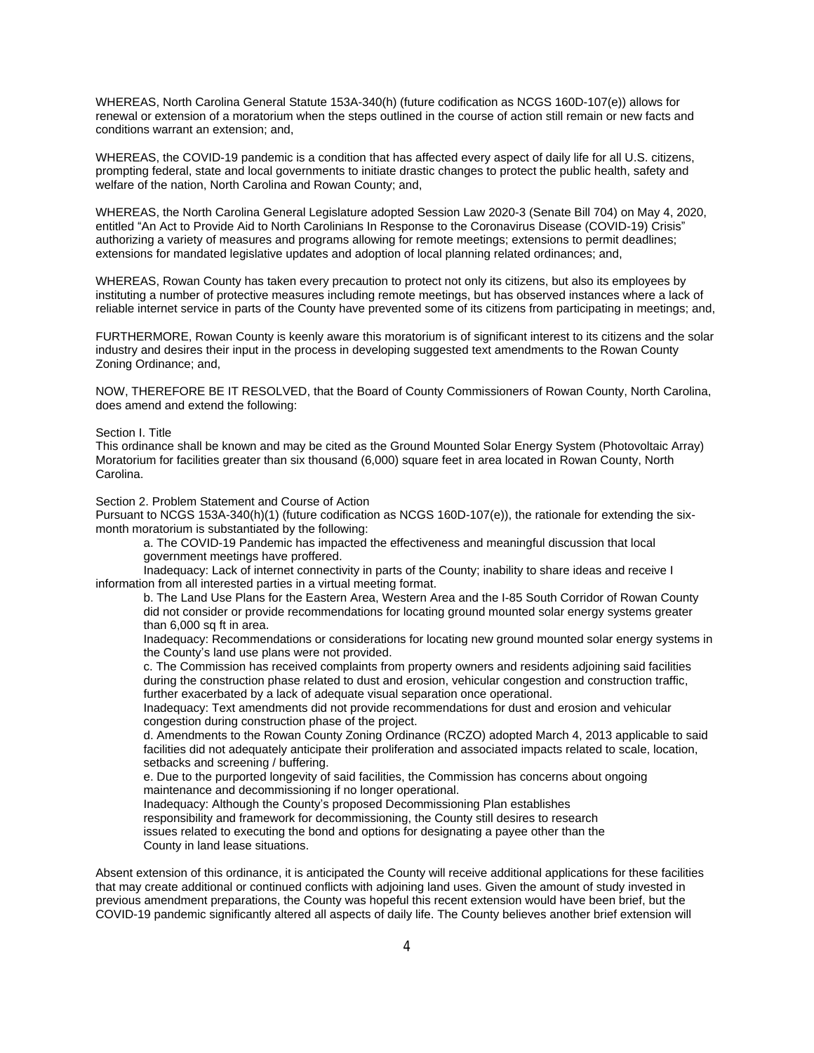WHEREAS, North Carolina General Statute 153A-340(h) (future codification as NCGS 160D-107(e)) allows for renewal or extension of a moratorium when the steps outlined in the course of action still remain or new facts and conditions warrant an extension; and,

WHEREAS, the COVID-19 pandemic is a condition that has affected every aspect of daily life for all U.S. citizens, prompting federal, state and local governments to initiate drastic changes to protect the public health, safety and welfare of the nation, North Carolina and Rowan County; and,

WHEREAS, the North Carolina General Legislature adopted Session Law 2020-3 (Senate Bill 704) on May 4, 2020, entitled "An Act to Provide Aid to North Carolinians In Response to the Coronavirus Disease (COVID-19) Crisis" authorizing a variety of measures and programs allowing for remote meetings; extensions to permit deadlines; extensions for mandated legislative updates and adoption of local planning related ordinances; and,

WHEREAS, Rowan County has taken every precaution to protect not only its citizens, but also its employees by instituting a number of protective measures including remote meetings, but has observed instances where a lack of reliable internet service in parts of the County have prevented some of its citizens from participating in meetings; and,

FURTHERMORE, Rowan County is keenly aware this moratorium is of significant interest to its citizens and the solar industry and desires their input in the process in developing suggested text amendments to the Rowan County Zoning Ordinance; and,

NOW, THEREFORE BE IT RESOLVED, that the Board of County Commissioners of Rowan County, North Carolina, does amend and extend the following:

Section I. Title
This ordinance shall be known and may be cited as the Ground Mounted Solar Energy System (Photovoltaic Array) Moratorium for facilities greater than six thousand (6,000) square feet in area located in Rowan County, North Carolina.

Section 2. Problem Statement and Course of Action
Pursuant to NCGS 153A-340(h)(1) (future codification as NCGS 160D-107(e)), the rationale for extending the six-month moratorium is substantiated by the following:

a. The COVID-19 Pandemic has impacted the effectiveness and meaningful discussion that local government meetings have proffered.
Inadequacy: Lack of internet connectivity in parts of the County; inability to share ideas and receive I information from all interested parties in a virtual meeting format.

b. The Land Use Plans for the Eastern Area, Western Area and the I-85 South Corridor of Rowan County did not consider or provide recommendations for locating ground mounted solar energy systems greater than 6,000 sq ft in area.
Inadequacy: Recommendations or considerations for locating new ground mounted solar energy systems in the County's land use plans were not provided.

c. The Commission has received complaints from property owners and residents adjoining said facilities during the construction phase related to dust and erosion, vehicular congestion and construction traffic, further exacerbated by a lack of adequate visual separation once operational.
Inadequacy: Text amendments did not provide recommendations for dust and erosion and vehicular congestion during construction phase of the project.

d. Amendments to the Rowan County Zoning Ordinance (RCZO) adopted March 4, 2013 applicable to said facilities did not adequately anticipate their proliferation and associated impacts related to scale, location, setbacks and screening / buffering.

e. Due to the purported longevity of said facilities, the Commission has concerns about ongoing maintenance and decommissioning if no longer operational.
Inadequacy: Although the County's proposed Decommissioning Plan establishes responsibility and framework for decommissioning, the County still desires to research issues related to executing the bond and options for designating a payee other than the County in land lease situations.

Absent extension of this ordinance, it is anticipated the County will receive additional applications for these facilities that may create additional or continued conflicts with adjoining land uses. Given the amount of study invested in previous amendment preparations, the County was hopeful this recent extension would have been brief, but the COVID-19 pandemic significantly altered all aspects of daily life. The County believes another brief extension will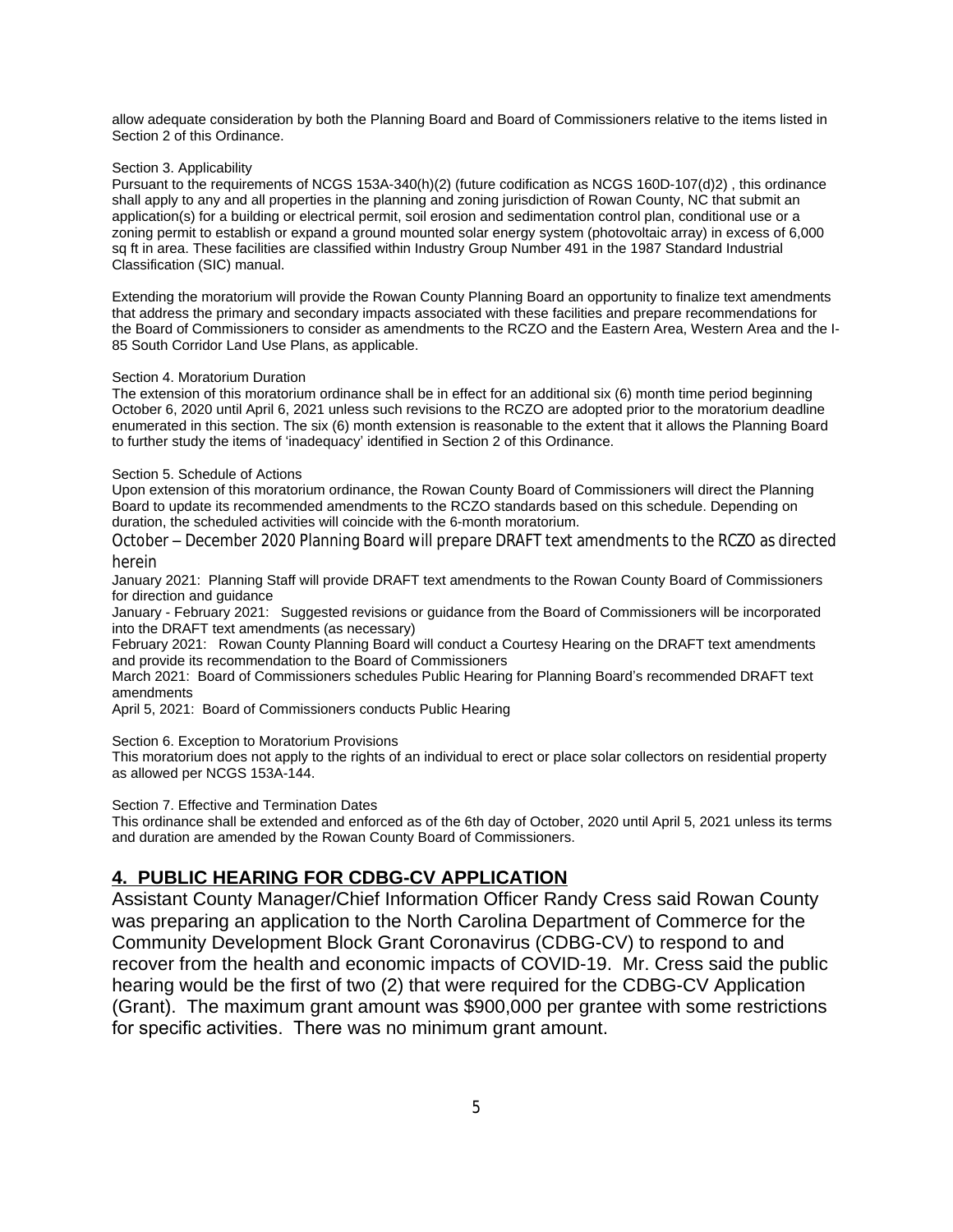allow adequate consideration by both the Planning Board and Board of Commissioners relative to the items listed in Section 2 of this Ordinance.

Section 3. Applicability
Pursuant to the requirements of NCGS 153A-340(h)(2) (future codification as NCGS 160D-107(d)2) , this ordinance shall apply to any and all properties in the planning and zoning jurisdiction of Rowan County, NC that submit an application(s) for a building or electrical permit, soil erosion and sedimentation control plan, conditional use or a zoning permit to establish or expand a ground mounted solar energy system (photovoltaic array) in excess of 6,000 sq ft in area. These facilities are classified within Industry Group Number 491 in the 1987 Standard Industrial Classification (SIC) manual.

Extending the moratorium will provide the Rowan County Planning Board an opportunity to finalize text amendments that address the primary and secondary impacts associated with these facilities and prepare recommendations for the Board of Commissioners to consider as amendments to the RCZO and the Eastern Area, Western Area and the I-85 South Corridor Land Use Plans, as applicable.

Section 4. Moratorium Duration
The extension of this moratorium ordinance shall be in effect for an additional six (6) month time period beginning October 6, 2020 until April 6, 2021 unless such revisions to the RCZO are adopted prior to the moratorium deadline enumerated in this section. The six (6) month extension is reasonable to the extent that it allows the Planning Board to further study the items of 'inadequacy' identified in Section 2 of this Ordinance.

Section 5. Schedule of Actions
Upon extension of this moratorium ordinance, the Rowan County Board of Commissioners will direct the Planning Board to update its recommended amendments to the RCZO standards based on this schedule. Depending on duration, the scheduled activities will coincide with the 6-month moratorium.

October – December 2020 Planning Board will prepare DRAFT text amendments to the RCZO as directed herein

January 2021: Planning Staff will provide DRAFT text amendments to the Rowan County Board of Commissioners for direction and guidance

January - February 2021: Suggested revisions or guidance from the Board of Commissioners will be incorporated into the DRAFT text amendments (as necessary)

February 2021: Rowan County Planning Board will conduct a Courtesy Hearing on the DRAFT text amendments and provide its recommendation to the Board of Commissioners

March 2021: Board of Commissioners schedules Public Hearing for Planning Board's recommended DRAFT text amendments

April 5, 2021: Board of Commissioners conducts Public Hearing

Section 6. Exception to Moratorium Provisions
This moratorium does not apply to the rights of an individual to erect or place solar collectors on residential property as allowed per NCGS 153A-144.

Section 7. Effective and Termination Dates
This ordinance shall be extended and enforced as of the 6th day of October, 2020 until April 5, 2021 unless its terms and duration are amended by the Rowan County Board of Commissioners.

## 4. PUBLIC HEARING FOR CDBG-CV APPLICATION

Assistant County Manager/Chief Information Officer Randy Cress said Rowan County was preparing an application to the North Carolina Department of Commerce for the Community Development Block Grant Coronavirus (CDBG-CV) to respond to and recover from the health and economic impacts of COVID-19. Mr. Cress said the public hearing would be the first of two (2) that were required for the CDBG-CV Application (Grant). The maximum grant amount was $900,000 per grantee with some restrictions for specific activities. There was no minimum grant amount.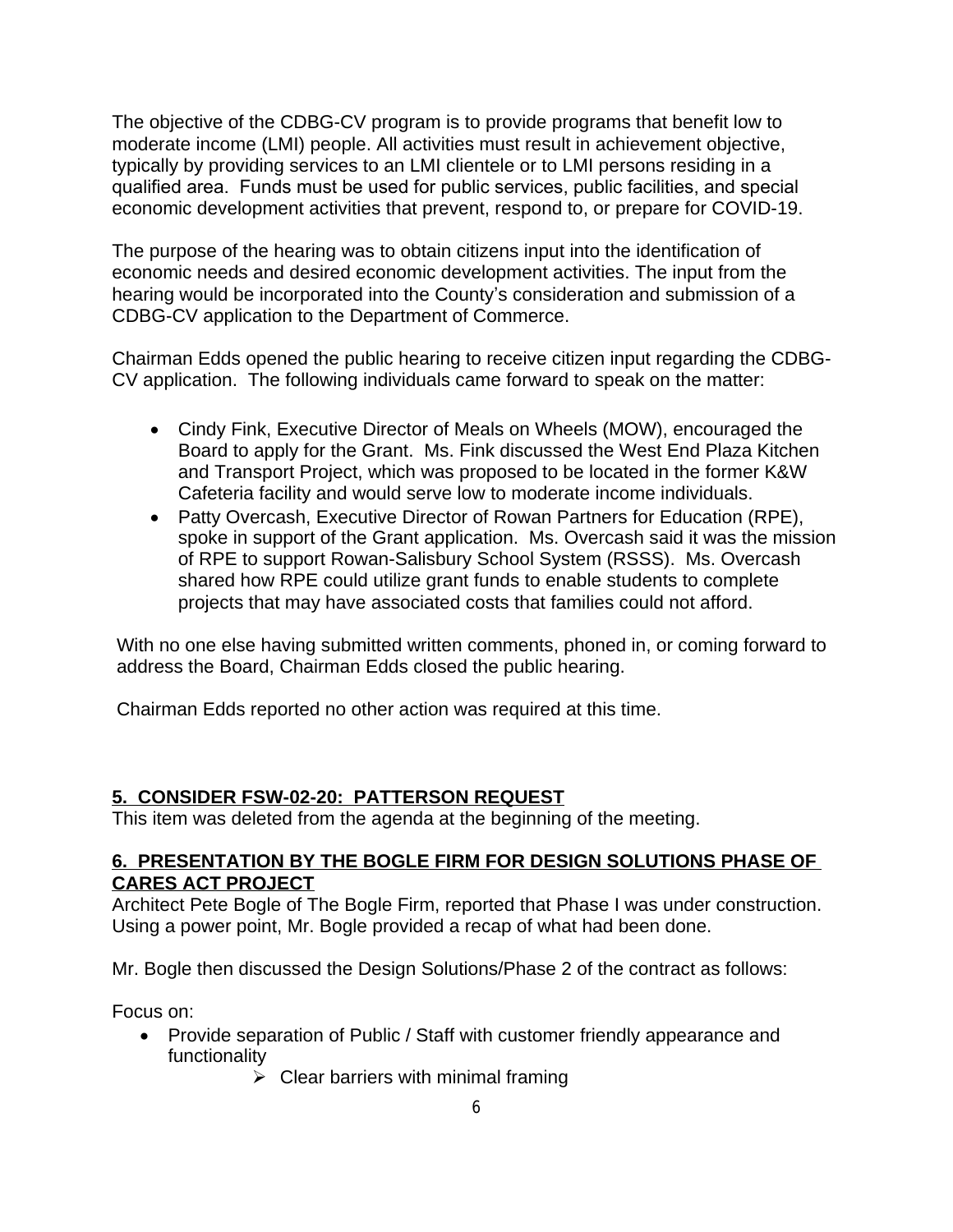The objective of the CDBG-CV program is to provide programs that benefit low to moderate income (LMI) people. All activities must result in achievement objective, typically by providing services to an LMI clientele or to LMI persons residing in a qualified area. Funds must be used for public services, public facilities, and special economic development activities that prevent, respond to, or prepare for COVID-19.

The purpose of the hearing was to obtain citizens input into the identification of economic needs and desired economic development activities. The input from the hearing would be incorporated into the County's consideration and submission of a CDBG-CV application to the Department of Commerce.

Chairman Edds opened the public hearing to receive citizen input regarding the CDBG-CV application. The following individuals came forward to speak on the matter:

- Cindy Fink, Executive Director of Meals on Wheels (MOW), encouraged the Board to apply for the Grant. Ms. Fink discussed the West End Plaza Kitchen and Transport Project, which was proposed to be located in the former K&W Cafeteria facility and would serve low to moderate income individuals.
- Patty Overcash, Executive Director of Rowan Partners for Education (RPE), spoke in support of the Grant application. Ms. Overcash said it was the mission of RPE to support Rowan-Salisbury School System (RSSS). Ms. Overcash shared how RPE could utilize grant funds to enable students to complete projects that may have associated costs that families could not afford.

With no one else having submitted written comments, phoned in, or coming forward to address the Board, Chairman Edds closed the public hearing.

Chairman Edds reported no other action was required at this time.

## 5. CONSIDER FSW-02-20: PATTERSON REQUEST

This item was deleted from the agenda at the beginning of the meeting.

## 6. PRESENTATION BY THE BOGLE FIRM FOR DESIGN SOLUTIONS PHASE OF CARES ACT PROJECT

Architect Pete Bogle of The Bogle Firm, reported that Phase I was under construction. Using a power point, Mr. Bogle provided a recap of what had been done.

Mr. Bogle then discussed the Design Solutions/Phase 2 of the contract as follows:

Focus on:

- Provide separation of Public / Staff with customer friendly appearance and functionality
  - Clear barriers with minimal framing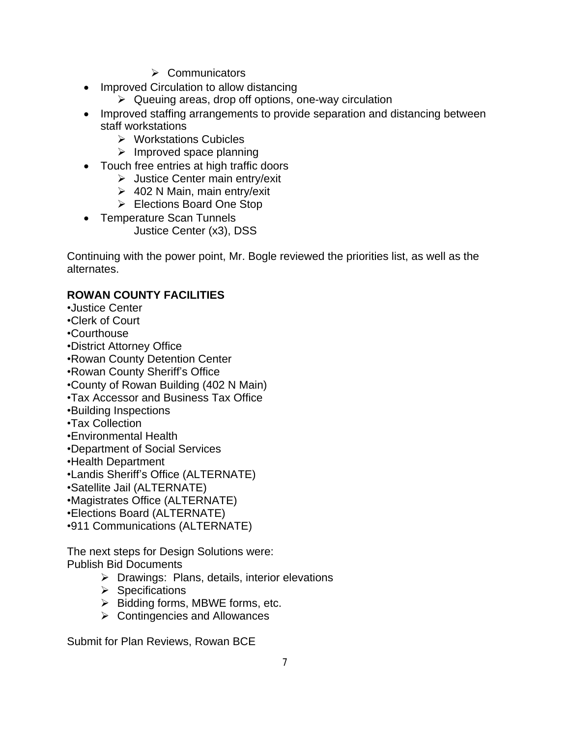- Communicators
- Improved Circulation to allow distancing
    - Queuing areas, drop off options, one-way circulation
- Improved staffing arrangements to provide separation and distancing between staff workstations
    - Workstations Cubicles
    - Improved space planning
- Touch free entries at high traffic doors
    - Justice Center main entry/exit
    - 402 N Main, main entry/exit
    - Elections Board One Stop
- Temperature Scan Tunnels
  Justice Center (x3), DSS

Continuing with the power point, Mr. Bogle reviewed the priorities list, as well as the alternates.

**ROWAN COUNTY FACILITIES**

•Justice Center
•Clerk of Court
•Courthouse
•District Attorney Office
•Rowan County Detention Center
•Rowan County Sheriff's Office
•County of Rowan Building (402 N Main)
•Tax Accessor and Business Tax Office
•Building Inspections
•Tax Collection
•Environmental Health
•Department of Social Services
•Health Department
•Landis Sheriff's Office (ALTERNATE)
•Satellite Jail (ALTERNATE)
•Magistrates Office (ALTERNATE)
•Elections Board (ALTERNATE)
•911 Communications (ALTERNATE)

The next steps for Design Solutions were:
Publish Bid Documents

- Drawings: Plans, details, interior elevations
- Specifications
- Bidding forms, MBWE forms, etc.
- Contingencies and Allowances

Submit for Plan Reviews, Rowan BCE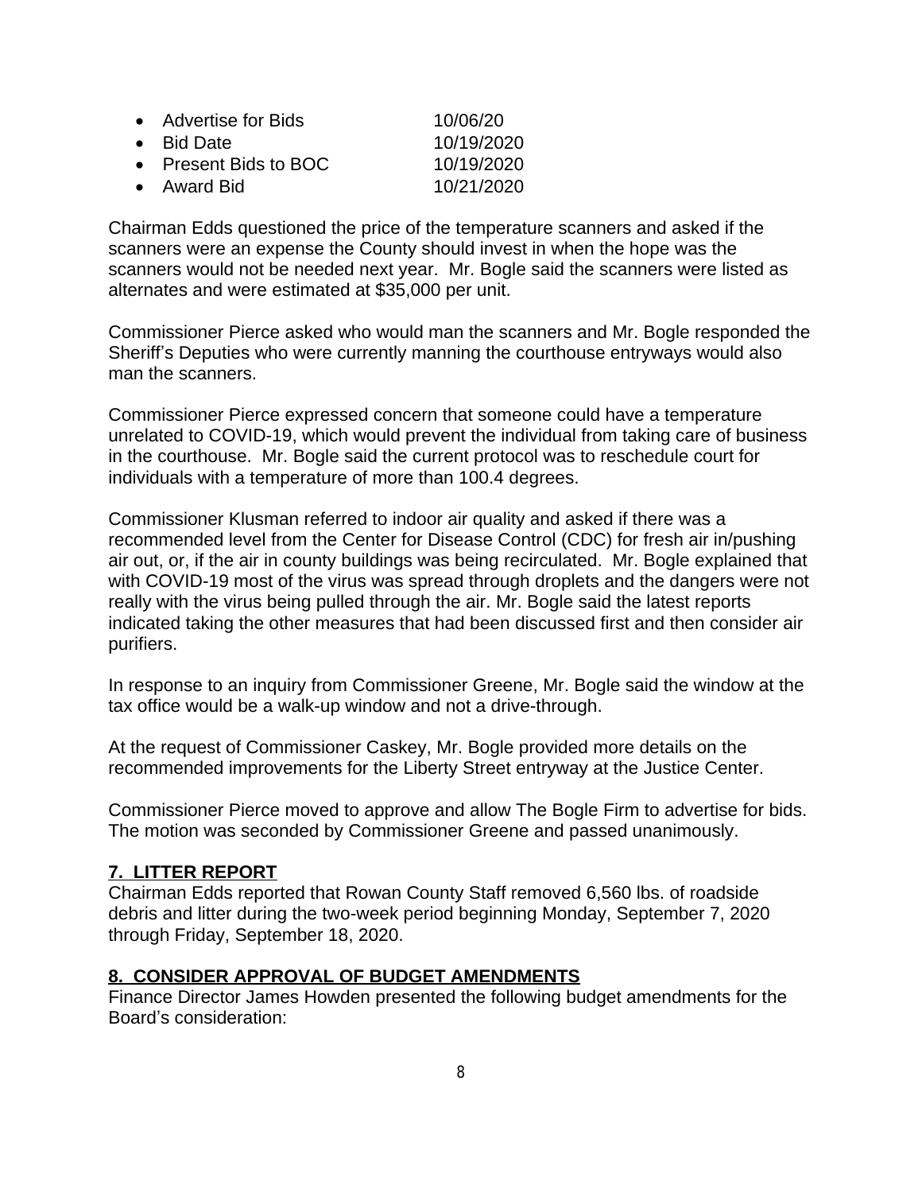- Advertise for Bids 10/06/20
- Bid Date 10/19/2020
- Present Bids to BOC 10/19/2020
- Award Bid 10/21/2020

Chairman Edds questioned the price of the temperature scanners and asked if the scanners were an expense the County should invest in when the hope was the scanners would not be needed next year. Mr. Bogle said the scanners were listed as alternates and were estimated at $35,000 per unit.

Commissioner Pierce asked who would man the scanners and Mr. Bogle responded the Sheriff's Deputies who were currently manning the courthouse entryways would also man the scanners.

Commissioner Pierce expressed concern that someone could have a temperature unrelated to COVID-19, which would prevent the individual from taking care of business in the courthouse. Mr. Bogle said the current protocol was to reschedule court for individuals with a temperature of more than 100.4 degrees.

Commissioner Klusman referred to indoor air quality and asked if there was a recommended level from the Center for Disease Control (CDC) for fresh air in/pushing air out, or, if the air in county buildings was being recirculated. Mr. Bogle explained that with COVID-19 most of the virus was spread through droplets and the dangers were not really with the virus being pulled through the air. Mr. Bogle said the latest reports indicated taking the other measures that had been discussed first and then consider air purifiers.

In response to an inquiry from Commissioner Greene, Mr. Bogle said the window at the tax office would be a walk-up window and not a drive-through.

At the request of Commissioner Caskey, Mr. Bogle provided more details on the recommended improvements for the Liberty Street entryway at the Justice Center.

Commissioner Pierce moved to approve and allow The Bogle Firm to advertise for bids. The motion was seconded by Commissioner Greene and passed unanimously.

## **7. LITTER REPORT**

Chairman Edds reported that Rowan County Staff removed 6,560 lbs. of roadside debris and litter during the two-week period beginning Monday, September 7, 2020 through Friday, September 18, 2020.

## **8. CONSIDER APPROVAL OF BUDGET AMENDMENTS**

Finance Director James Howden presented the following budget amendments for the Board's consideration: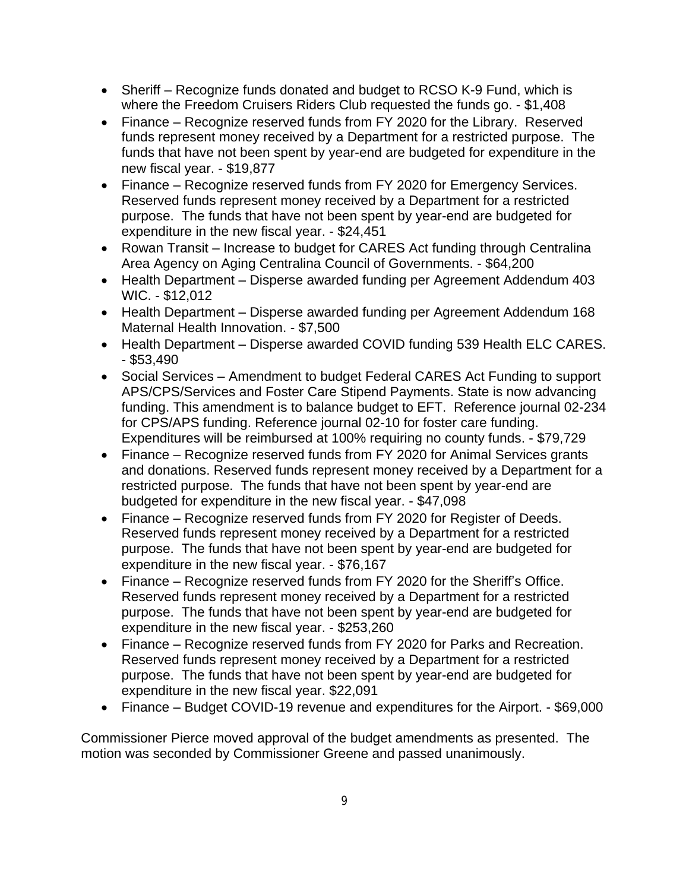- Sheriff – Recognize funds donated and budget to RCSO K-9 Fund, which is where the Freedom Cruisers Riders Club requested the funds go. - $1,408
- Finance – Recognize reserved funds from FY 2020 for the Library. Reserved funds represent money received by a Department for a restricted purpose. The funds that have not been spent by year-end are budgeted for expenditure in the new fiscal year. - $19,877
- Finance – Recognize reserved funds from FY 2020 for Emergency Services. Reserved funds represent money received by a Department for a restricted purpose. The funds that have not been spent by year-end are budgeted for expenditure in the new fiscal year. - $24,451
- Rowan Transit – Increase to budget for CARES Act funding through Centralina Area Agency on Aging Centralina Council of Governments. - $64,200
- Health Department – Disperse awarded funding per Agreement Addendum 403 WIC. - $12,012
- Health Department – Disperse awarded funding per Agreement Addendum 168 Maternal Health Innovation. - $7,500
- Health Department – Disperse awarded COVID funding 539 Health ELC CARES. - $53,490
- Social Services – Amendment to budget Federal CARES Act Funding to support APS/CPS/Services and Foster Care Stipend Payments. State is now advancing funding. This amendment is to balance budget to EFT. Reference journal 02-234 for CPS/APS funding. Reference journal 02-10 for foster care funding. Expenditures will be reimbursed at 100% requiring no county funds. - $79,729
- Finance – Recognize reserved funds from FY 2020 for Animal Services grants and donations. Reserved funds represent money received by a Department for a restricted purpose. The funds that have not been spent by year-end are budgeted for expenditure in the new fiscal year. - $47,098
- Finance – Recognize reserved funds from FY 2020 for Register of Deeds. Reserved funds represent money received by a Department for a restricted purpose. The funds that have not been spent by year-end are budgeted for expenditure in the new fiscal year. - $76,167
- Finance – Recognize reserved funds from FY 2020 for the Sheriff's Office. Reserved funds represent money received by a Department for a restricted purpose. The funds that have not been spent by year-end are budgeted for expenditure in the new fiscal year. - $253,260
- Finance – Recognize reserved funds from FY 2020 for Parks and Recreation. Reserved funds represent money received by a Department for a restricted purpose. The funds that have not been spent by year-end are budgeted for expenditure in the new fiscal year. $22,091
- Finance – Budget COVID-19 revenue and expenditures for the Airport. - $69,000

Commissioner Pierce moved approval of the budget amendments as presented. The motion was seconded by Commissioner Greene and passed unanimously.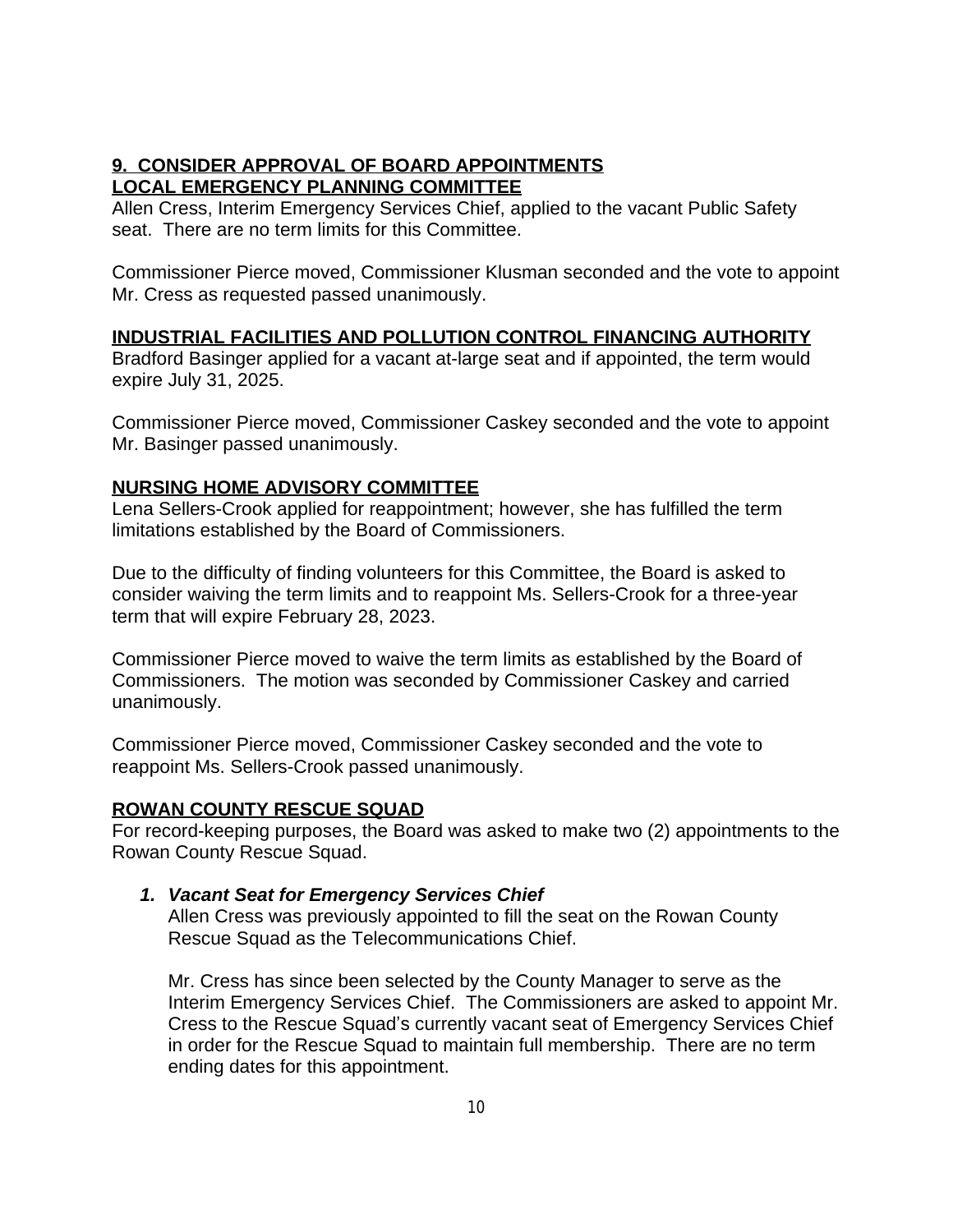## 9. CONSIDER APPROVAL OF BOARD APPOINTMENTS

### LOCAL EMERGENCY PLANNING COMMITTEE

Allen Cress, Interim Emergency Services Chief, applied to the vacant Public Safety seat. There are no term limits for this Committee.

Commissioner Pierce moved, Commissioner Klusman seconded and the vote to appoint Mr. Cress as requested passed unanimously.

### INDUSTRIAL FACILITIES AND POLLUTION CONTROL FINANCING AUTHORITY

Bradford Basinger applied for a vacant at-large seat and if appointed, the term would expire July 31, 2025.

Commissioner Pierce moved, Commissioner Caskey seconded and the vote to appoint Mr. Basinger passed unanimously.

### NURSING HOME ADVISORY COMMITTEE

Lena Sellers-Crook applied for reappointment; however, she has fulfilled the term limitations established by the Board of Commissioners.

Due to the difficulty of finding volunteers for this Committee, the Board is asked to consider waiving the term limits and to reappoint Ms. Sellers-Crook for a three-year term that will expire February 28, 2023.

Commissioner Pierce moved to waive the term limits as established by the Board of Commissioners. The motion was seconded by Commissioner Caskey and carried unanimously.

Commissioner Pierce moved, Commissioner Caskey seconded and the vote to reappoint Ms. Sellers-Crook passed unanimously.

### ROWAN COUNTY RESCUE SQUAD

For record-keeping purposes, the Board was asked to make two (2) appointments to the Rowan County Rescue Squad.

1. ***Vacant Seat for Emergency Services Chief***

   Allen Cress was previously appointed to fill the seat on the Rowan County Rescue Squad as the Telecommunications Chief.

   Mr. Cress has since been selected by the County Manager to serve as the Interim Emergency Services Chief. The Commissioners are asked to appoint Mr. Cress to the Rescue Squad's currently vacant seat of Emergency Services Chief in order for the Rescue Squad to maintain full membership. There are no term ending dates for this appointment.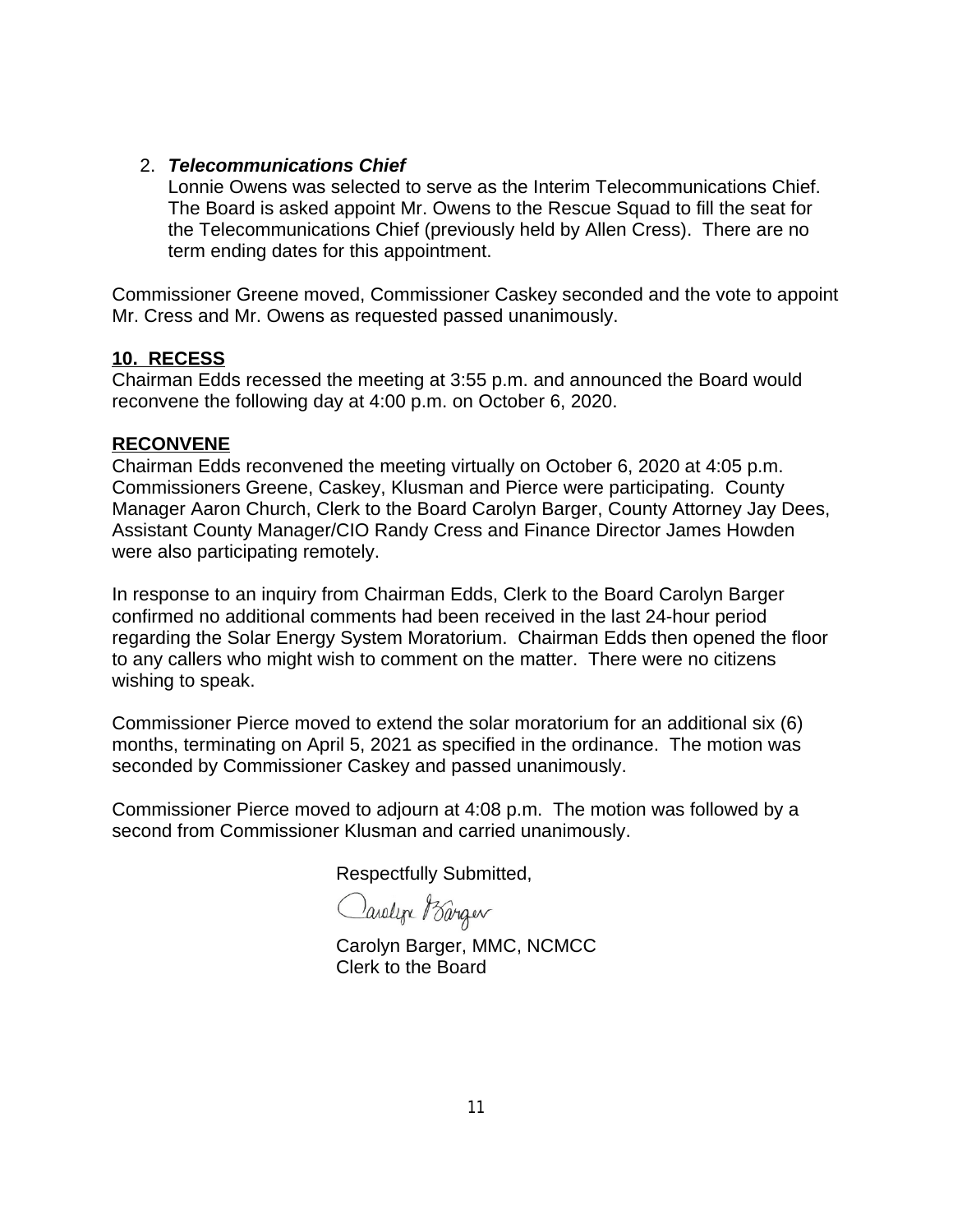2. ***Telecommunications Chief***
   Lonnie Owens was selected to serve as the Interim Telecommunications Chief. The Board is asked appoint Mr. Owens to the Rescue Squad to fill the seat for the Telecommunications Chief (previously held by Allen Cress). There are no term ending dates for this appointment.

Commissioner Greene moved, Commissioner Caskey seconded and the vote to appoint Mr. Cress and Mr. Owens as requested passed unanimously.

**10. RECESS**

Chairman Edds recessed the meeting at 3:55 p.m. and announced the Board would reconvene the following day at 4:00 p.m. on October 6, 2020.

**RECONVENE**

Chairman Edds reconvened the meeting virtually on October 6, 2020 at 4:05 p.m. Commissioners Greene, Caskey, Klusman and Pierce were participating. County Manager Aaron Church, Clerk to the Board Carolyn Barger, County Attorney Jay Dees, Assistant County Manager/CIO Randy Cress and Finance Director James Howden were also participating remotely.

In response to an inquiry from Chairman Edds, Clerk to the Board Carolyn Barger confirmed no additional comments had been received in the last 24-hour period regarding the Solar Energy System Moratorium. Chairman Edds then opened the floor to any callers who might wish to comment on the matter. There were no citizens wishing to speak.

Commissioner Pierce moved to extend the solar moratorium for an additional six (6) months, terminating on April 5, 2021 as specified in the ordinance. The motion was seconded by Commissioner Caskey and passed unanimously.

Commissioner Pierce moved to adjourn at 4:08 p.m. The motion was followed by a second from Commissioner Klusman and carried unanimously.

Respectfully Submitted,

Carolyn Barger

Carolyn Barger, MMC, NCMCC
Clerk to the Board